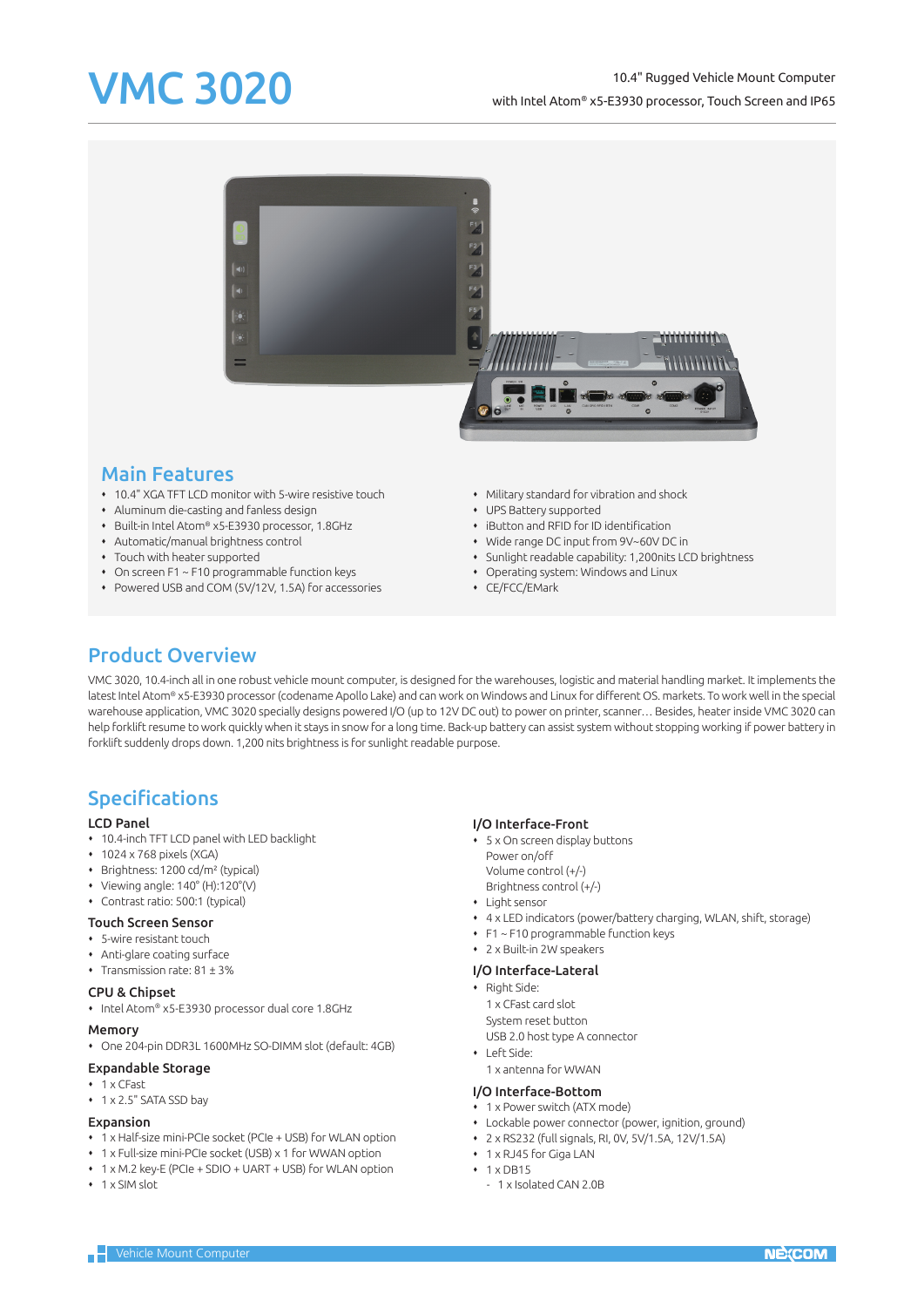# VMC 3020

10.4" Rugged Vehicle Mount Computer
with Intel Atom® x5-E3930 processor, Touch Screen and IP65

## Main Features

- 10.4" XGA TFT LCD monitor with 5-wire resistive touch
- Aluminum die-casting and fanless design
- Built-in Intel Atom® x5-E3930 processor, 1.8GHz
- Automatic/manual brightness control
- Touch with heater supported
- On screen F1 ~ F10 programmable function keys
- Powered USB and COM (5V/12V, 1.5A) for accessories
- Military standard for vibration and shock
- UPS Battery supported
- iButton and RFID for ID identification
- Wide range DC input from 9V~60V DC in
- Sunlight readable capability: 1,200nits LCD brightness
- Operating system: Windows and Linux
- CE/FCC/EMark

## Product Overview

VMC 3020, 10.4-inch all in one robust vehicle mount computer, is designed for the warehouses, logistic and material handling market. It implements the latest Intel Atom® x5-E3930 processor (codename Apollo Lake) and can work on Windows and Linux for different OS. markets. To work well in the special warehouse application, VMC 3020 specially designs powered I/O (up to 12V DC out) to power on printer, scanner… Besides, heater inside VMC 3020 can help forklift resume to work quickly when it stays in snow for a long time. Back-up battery can assist system without stopping working if power battery in forklift suddenly drops down. 1,200 nits brightness is for sunlight readable purpose.

## Specifications

### LCD Panel
- 10.4-inch TFT LCD panel with LED backlight
- 1024 x 768 pixels (XGA)
- Brightness: 1200 cd/m² (typical)
- Viewing angle: 140° (H):120°(V)
- Contrast ratio: 500:1 (typical)

### Touch Screen Sensor
- 5-wire resistant touch
- Anti-glare coating surface
- Transmission rate: 81 ± 3%

### CPU & Chipset
- Intel Atom® x5-E3930 processor dual core 1.8GHz

### Memory
- One 204-pin DDR3L 1600MHz SO-DIMM slot (default: 4GB)

### Expandable Storage
- 1 x CFast
- 1 x 2.5" SATA SSD bay

### Expansion
- 1 x Half-size mini-PCIe socket (PCIe + USB) for WLAN option
- 1 x Full-size mini-PCIe socket (USB) x 1 for WWAN option
- 1 x M.2 key-E (PCIe + SDIO + UART + USB) for WLAN option
- 1 x SIM slot

### I/O Interface-Front
- 5 x On screen display buttons
  Power on/off
  Volume control (+/-)
  Brightness control (+/-)
- Light sensor
- 4 x LED indicators (power/battery charging, WLAN, shift, storage)
- F1 ~ F10 programmable function keys
- 2 x Built-in 2W speakers

### I/O Interface-Lateral
- Right Side:
  1 x CFast card slot
  System reset button
  USB 2.0 host type A connector
- Left Side:
  1 x antenna for WWAN

### I/O Interface-Bottom
- 1 x Power switch (ATX mode)
- Lockable power connector (power, ignition, ground)
- 2 x RS232 (full signals, RI, 0V, 5V/1.5A, 12V/1.5A)
- 1 x RJ45 for Giga LAN
- 1 x DB15
  - 1 x Isolated CAN 2.0B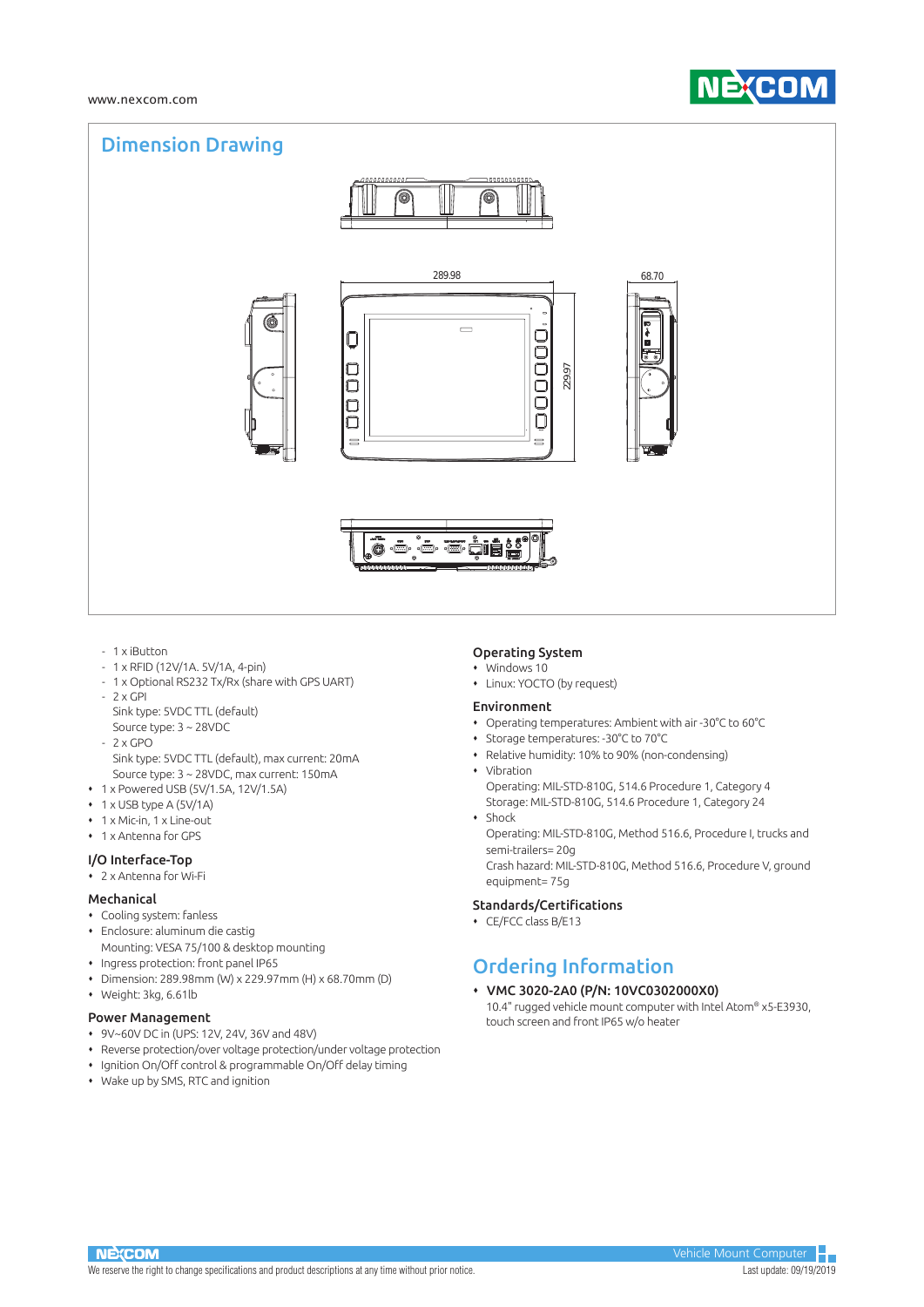## Dimension Drawing

289.98

68.70

229.97

- 1 x iButton
- 1 x RFID (12V/1A. 5V/1A, 4-pin)
- 1 x Optional RS232 Tx/Rx (share with GPS UART)
- 2 x GPI
  Sink type: 5VDC TTL (default)
  Source type: 3 ~ 28VDC
- 2 x GPO
  Sink type: 5VDC TTL (default), max current: 20mA
  Source type: 3 ~ 28VDC, max current: 150mA

- 1 x Powered USB (5V/1.5A, 12V/1.5A)
- 1 x USB type A (5V/1A)
- 1 x Mic-in, 1 x Line-out
- 1 x Antenna for GPS

### I/O Interface-Top
- 2 x Antenna for Wi-Fi

### Mechanical
- Cooling system: fanless
- Enclosure: aluminum die castig
  Mounting: VESA 75/100 & desktop mounting
- Ingress protection: front panel IP65
- Dimension: 289.98mm (W) x 229.97mm (H) x 68.70mm (D)
- Weight: 3kg, 6.61lb

### Power Management
- 9V~60V DC in (UPS: 12V, 24V, 36V and 48V)
- Reverse protection/over voltage protection/under voltage protection
- Ignition On/Off control & programmable On/Off delay timing
- Wake up by SMS, RTC and ignition

### Operating System
- Windows 10
- Linux: YOCTO (by request)

### Environment
- Operating temperatures: Ambient with air -30°C to 60°C
- Storage temperatures: -30°C to 70°C
- Relative humidity: 10% to 90% (non-condensing)
- Vibration
  Operating: MIL-STD-810G, 514.6 Procedure 1, Category 4
  Storage: MIL-STD-810G, 514.6 Procedure 1, Category 24
- Shock
  Operating: MIL-STD-810G, Method 516.6, Procedure I, trucks and semi-trailers= 20g
  Crash hazard: MIL-STD-810G, Method 516.6, Procedure V, ground equipment= 75g

### Standards/Certifications
- CE/FCC class B/E13

## Ordering Information

- **VMC 3020-2A0 (P/N: 10VC0302000X0)**
  10.4" rugged vehicle mount computer with Intel Atom® x5-E3930, touch screen and front IP65 w/o heater